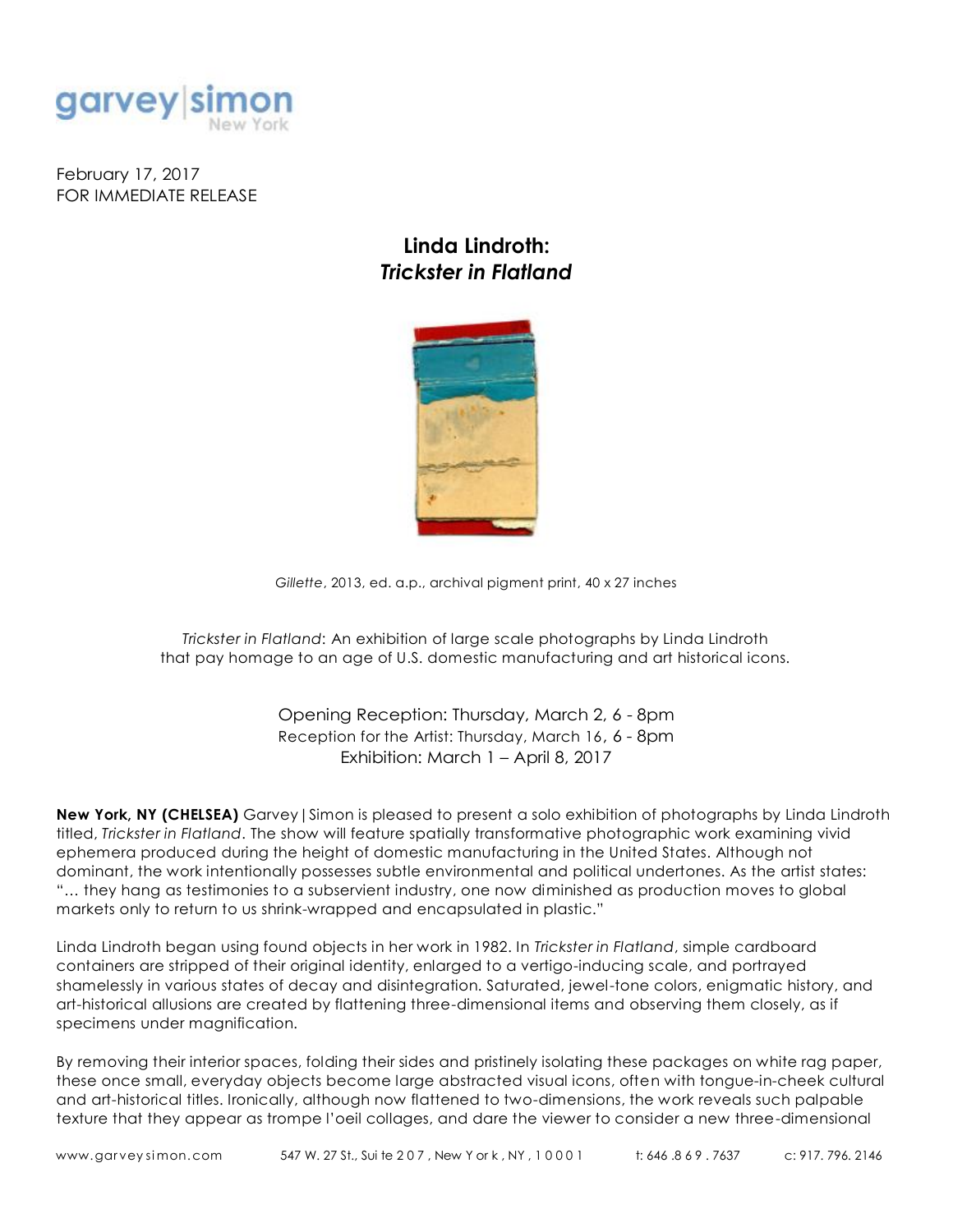garvey|simon
New York

February 17, 2017
FOR IMMEDIATE RELEASE

# Linda Lindroth:
# *Trickster in Flatland*

*Gillette*, 2013, ed. a.p., archival pigment print, 40 x 27 inches

*Trickster in Flatland*: An exhibition of large scale photographs by Linda Lindroth that pay homage to an age of U.S. domestic manufacturing and art historical icons.

Opening Reception: Thursday, March 2, 6 - 8pm
Reception for the Artist: Thursday, March 16, 6 - 8pm
Exhibition: March 1 – April 8, 2017

**New York, NY (CHELSEA)** Garvey|Simon is pleased to present a solo exhibition of photographs by Linda Lindroth titled, *Trickster in Flatland*. The show will feature spatially transformative photographic work examining vivid ephemera produced during the height of domestic manufacturing in the United States. Although not dominant, the work intentionally possesses subtle environmental and political undertones. As the artist states: "… they hang as testimonies to a subservient industry, one now diminished as production moves to global markets only to return to us shrink-wrapped and encapsulated in plastic."

Linda Lindroth began using found objects in her work in 1982. In *Trickster in Flatland*, simple cardboard containers are stripped of their original identity, enlarged to a vertigo-inducing scale, and portrayed shamelessly in various states of decay and disintegration. Saturated, jewel-tone colors, enigmatic history, and art-historical allusions are created by flattening three-dimensional items and observing them closely, as if specimens under magnification.

By removing their interior spaces, folding their sides and pristinely isolating these packages on white rag paper, these once small, everyday objects become large abstracted visual icons, often with tongue-in-cheek cultural and art-historical titles. Ironically, although now flattened to two-dimensions, the work reveals such palpable texture that they appear as trompe l'oeil collages, and dare the viewer to consider a new three-dimensional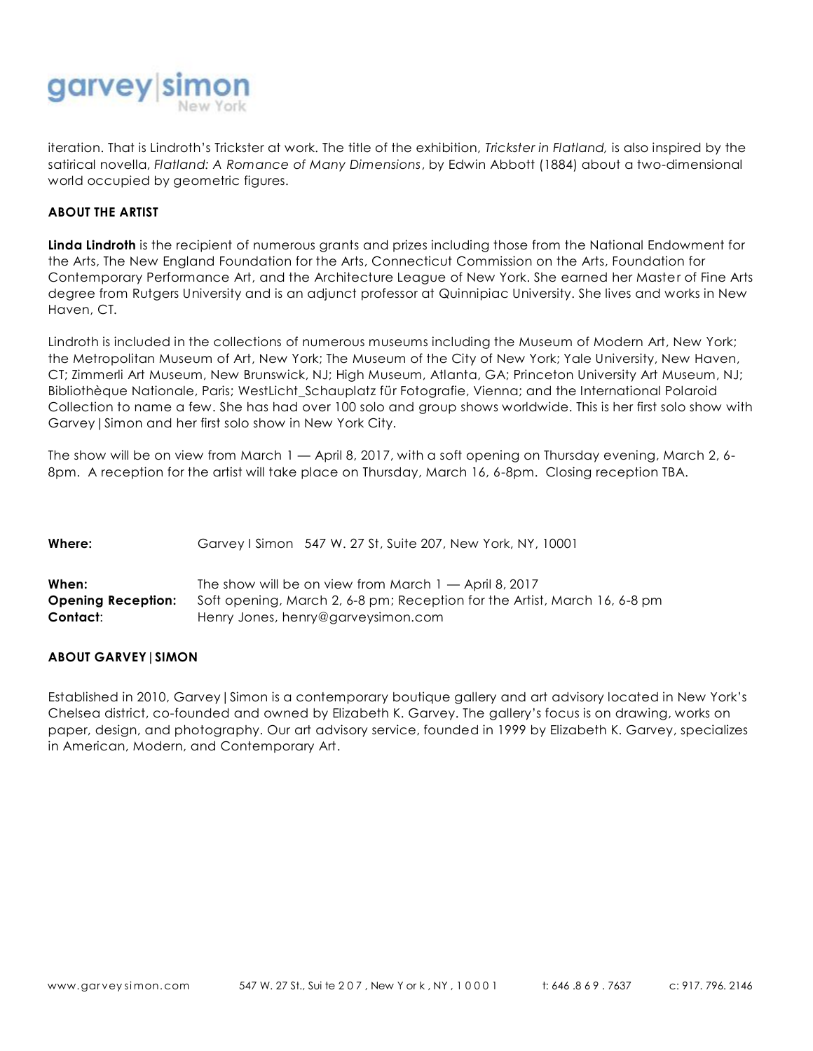iteration. That is Lindroth's Trickster at work. The title of the exhibition, *Trickster in Flatland,* is also inspired by the satirical novella, *Flatland: A Romance of Many Dimensions*, by Edwin Abbott (1884) about a two-dimensional world occupied by geometric figures.

**ABOUT THE ARTIST**

**Linda Lindroth** is the recipient of numerous grants and prizes including those from the National Endowment for the Arts, The New England Foundation for the Arts, Connecticut Commission on the Arts, Foundation for Contemporary Performance Art, and the Architecture League of New York. She earned her Master of Fine Arts degree from Rutgers University and is an adjunct professor at Quinnipiac University. She lives and works in New Haven, CT.

Lindroth is included in the collections of numerous museums including the Museum of Modern Art, New York; the Metropolitan Museum of Art, New York; The Museum of the City of New York; Yale University, New Haven, CT; Zimmerli Art Museum, New Brunswick, NJ; High Museum, Atlanta, GA; Princeton University Art Museum, NJ; Bibliothèque Nationale, Paris; WestLicht_Schauplatz für Fotografie, Vienna; and the International Polaroid Collection to name a few. She has had over 100 solo and group shows worldwide. This is her first solo show with Garvey|Simon and her first solo show in New York City.

The show will be on view from March 1 — April 8, 2017, with a soft opening on Thursday evening, March 2, 6-8pm. A reception for the artist will take place on Thursday, March 16, 6-8pm. Closing reception TBA.

**Where:** Garvey I Simon 547 W. 27 St, Suite 207, New York, NY, 10001

**When:** The show will be on view from March 1 — April 8, 2017
**Opening Reception:** Soft opening, March 2, 6-8 pm; Reception for the Artist, March 16, 6-8 pm
**Contact**: Henry Jones, henry@garveysimon.com

**ABOUT GARVEY|SIMON**

Established in 2010, Garvey|Simon is a contemporary boutique gallery and art advisory located in New York's Chelsea district, co-founded and owned by Elizabeth K. Garvey. The gallery's focus is on drawing, works on paper, design, and photography. Our art advisory service, founded in 1999 by Elizabeth K. Garvey, specializes in American, Modern, and Contemporary Art.